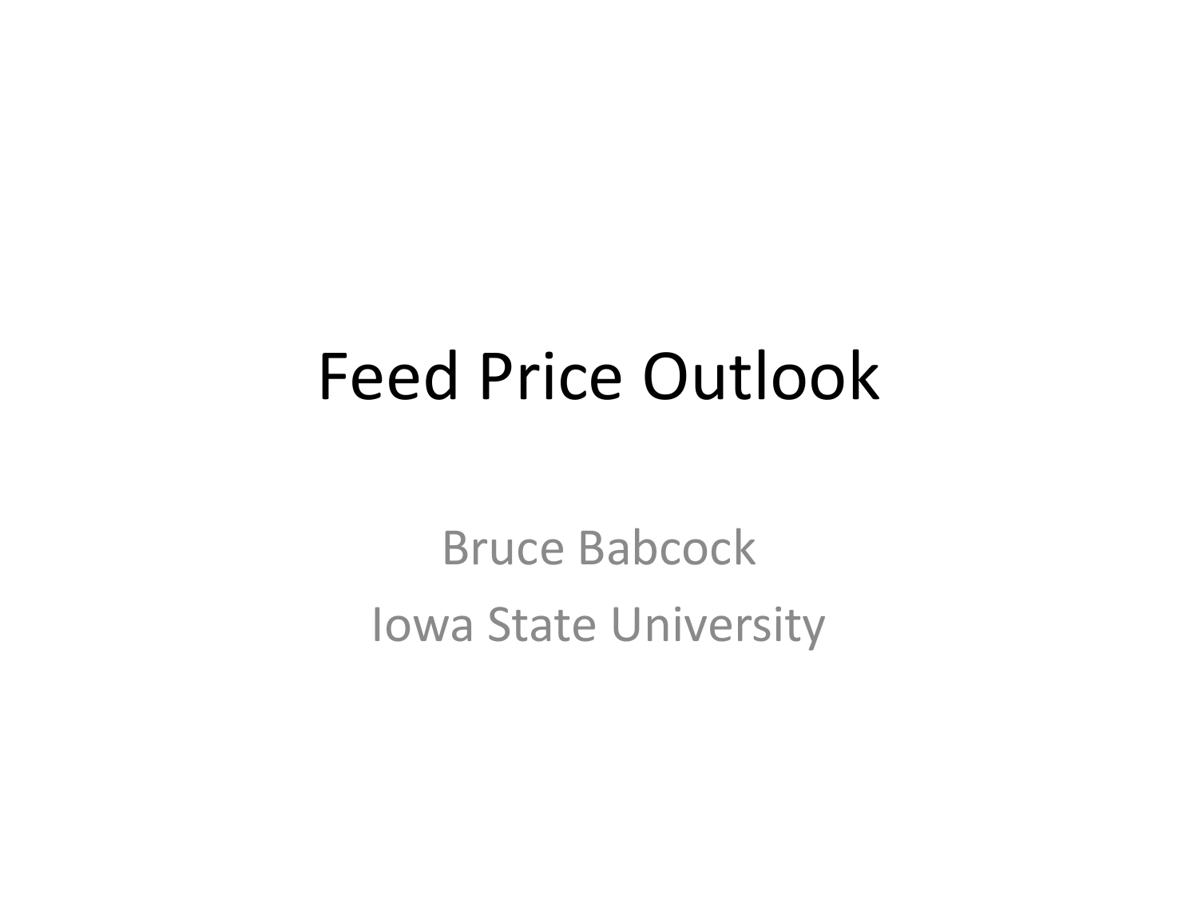# Feed Price Outlook

Bruce Babcock

Iowa State University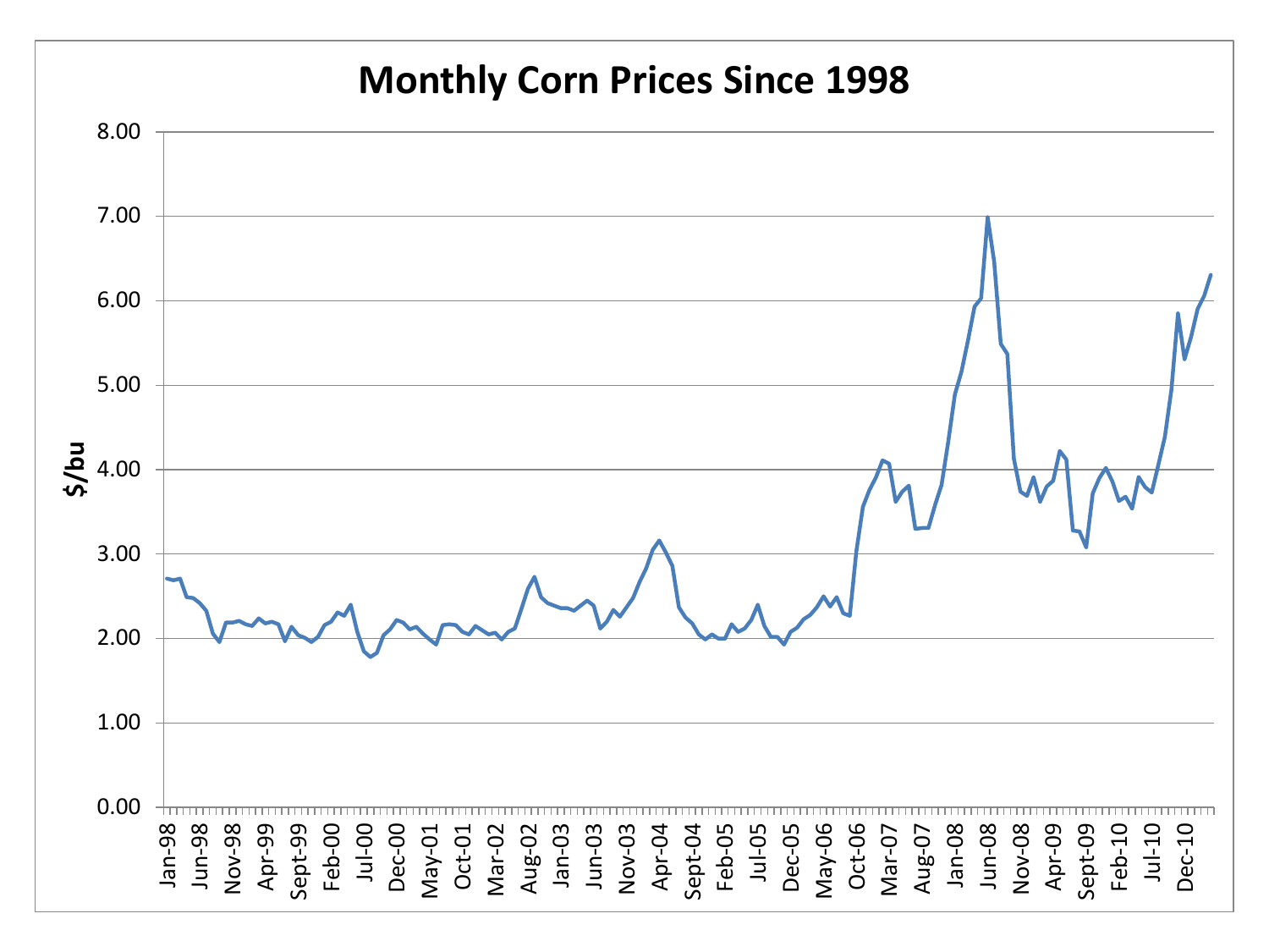# Monthly Corn Prices Since 1998

$/bu

8.00
7.00
6.00
5.00
4.00
3.00
2.00
1.00
0.00

Jan-98, Jun-98, Nov-98, Apr-99, Sept-99, Feb-00, Jul-00, Dec-00, May-01, Oct-01, Mar-02, Aug-02, Jan-03, Jun-03, Nov-03, Apr-04, Sept-04, Feb-05, Jul-05, Dec-05, May-06, Oct-06, Mar-07, Aug-07, Jan-08, Jun-08, Nov-08, Apr-09, Sept-09, Feb-10, Jul-10, Dec-10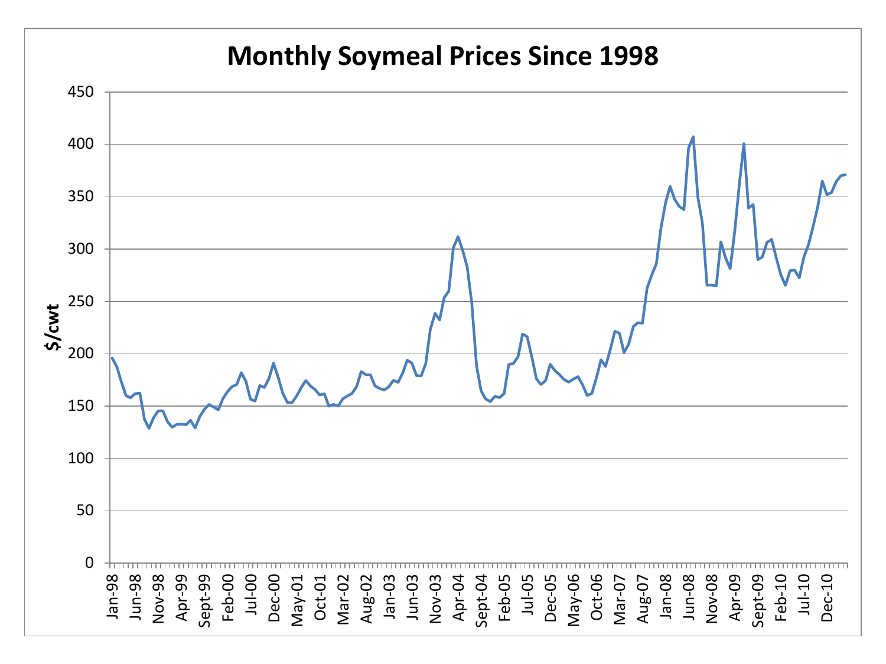# Monthly Soymeal Prices Since 1998

$/cwt

450
400
350
300
250
200
150
100
50
0

Jan-98 Jun-98 Nov-98 Apr-99 Sept-99 Feb-00 Jul-00 Dec-00 May-01 Oct-01 Mar-02 Aug-02 Jan-03 Jun-03 Nov-03 Apr-04 Sept-04 Feb-05 Jul-05 Dec-05 May-06 Oct-06 Mar-07 Aug-07 Jan-08 Jun-08 Nov-08 Apr-09 Sept-09 Feb-10 Jul-10 Dec-10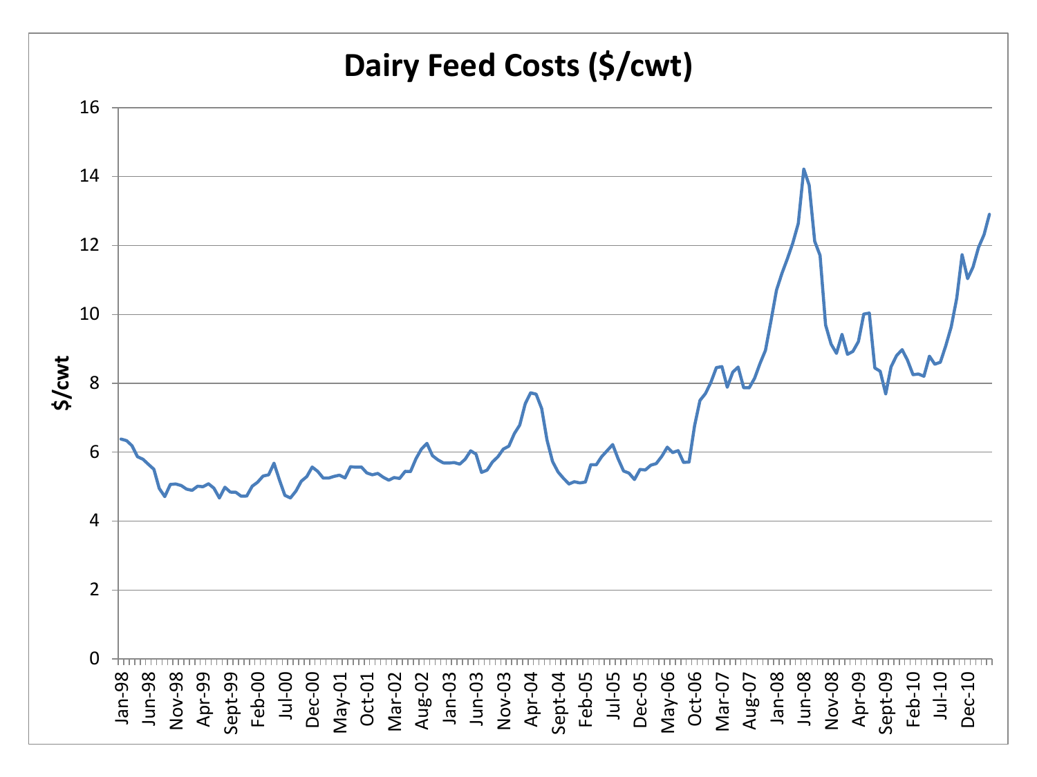# Dairy Feed Costs ($/cwt)

$/cwt

16
14
12
10
8
6
4
2
0

Jan-98, Jun-98, Nov-98, Apr-99, Sept-99, Feb-00, Jul-00, Dec-00, May-01, Oct-01, Mar-02, Aug-02, Jan-03, Jun-03, Nov-03, Apr-04, Sept-04, Feb-05, Jul-05, Dec-05, May-06, Oct-06, Mar-07, Aug-07, Jan-08, Jun-08, Nov-08, Apr-09, Sept-09, Feb-10, Jul-10, Dec-10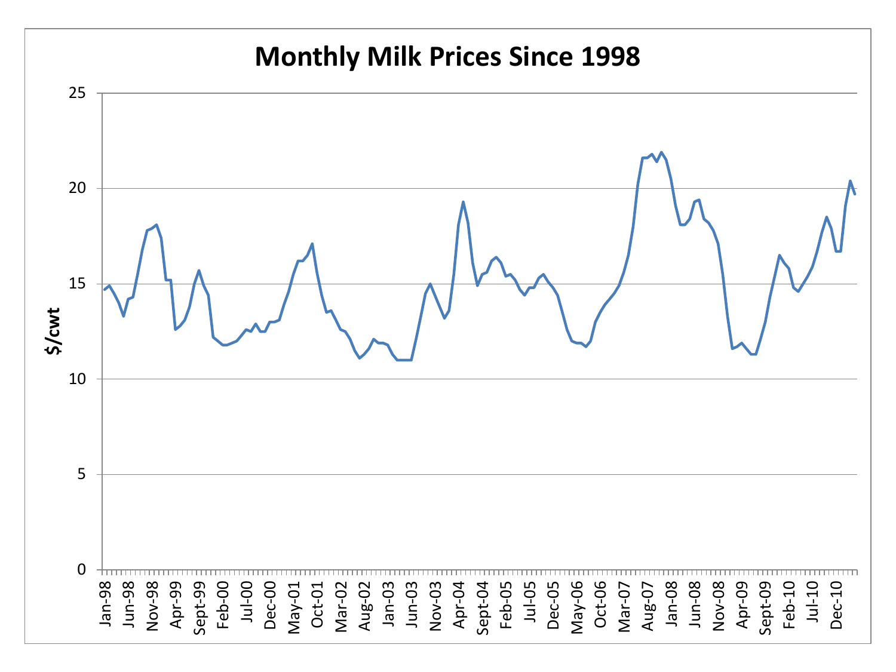# Monthly Milk Prices Since 1998

$/cwt

0, 5, 10, 15, 20, 25

Jan-98, Jun-98, Nov-98, Apr-99, Sept-99, Feb-00, Jul-00, Dec-00, May-01, Oct-01, Mar-02, Aug-02, Jan-03, Jun-03, Nov-03, Apr-04, Sept-04, Feb-05, Jul-05, Dec-05, May-06, Oct-06, Mar-07, Aug-07, Jan-08, Jun-08, Nov-08, Apr-09, Sept-09, Feb-10, Jul-10, Dec-10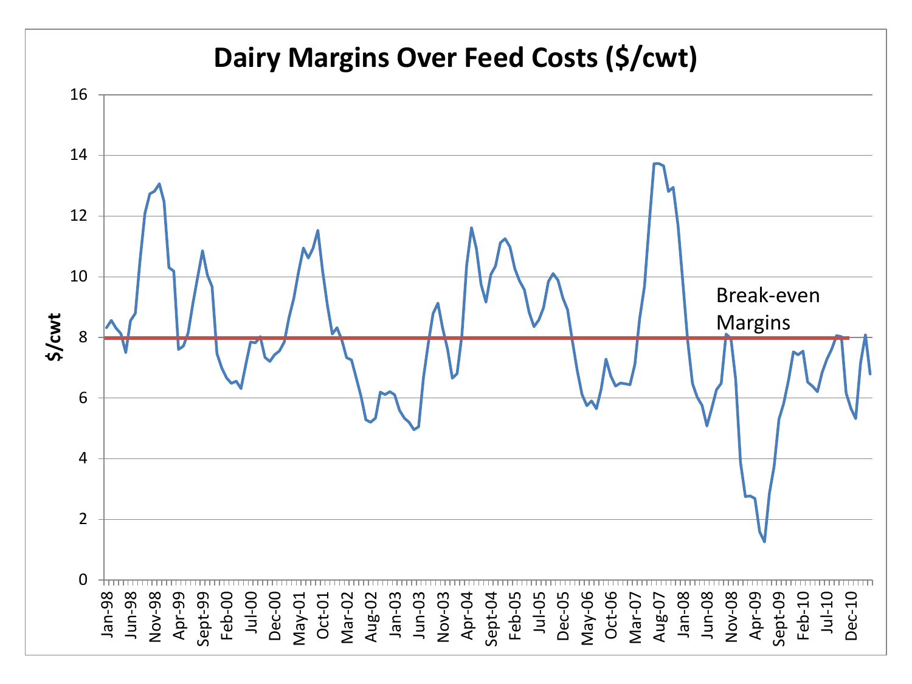# Dairy Margins Over Feed Costs ($/cwt)

Break-even Margins

$/cwt

Jan-98, Jun-98, Nov-98, Apr-99, Sept-99, Feb-00, Jul-00, Dec-00, May-01, Oct-01, Mar-02, Aug-02, Jan-03, Jun-03, Nov-03, Apr-04, Sept-04, Feb-05, Jul-05, Dec-05, May-06, Oct-06, Mar-07, Aug-07, Jan-08, Jun-08, Nov-08, Apr-09, Sept-09, Feb-10, Jul-10, Dec-10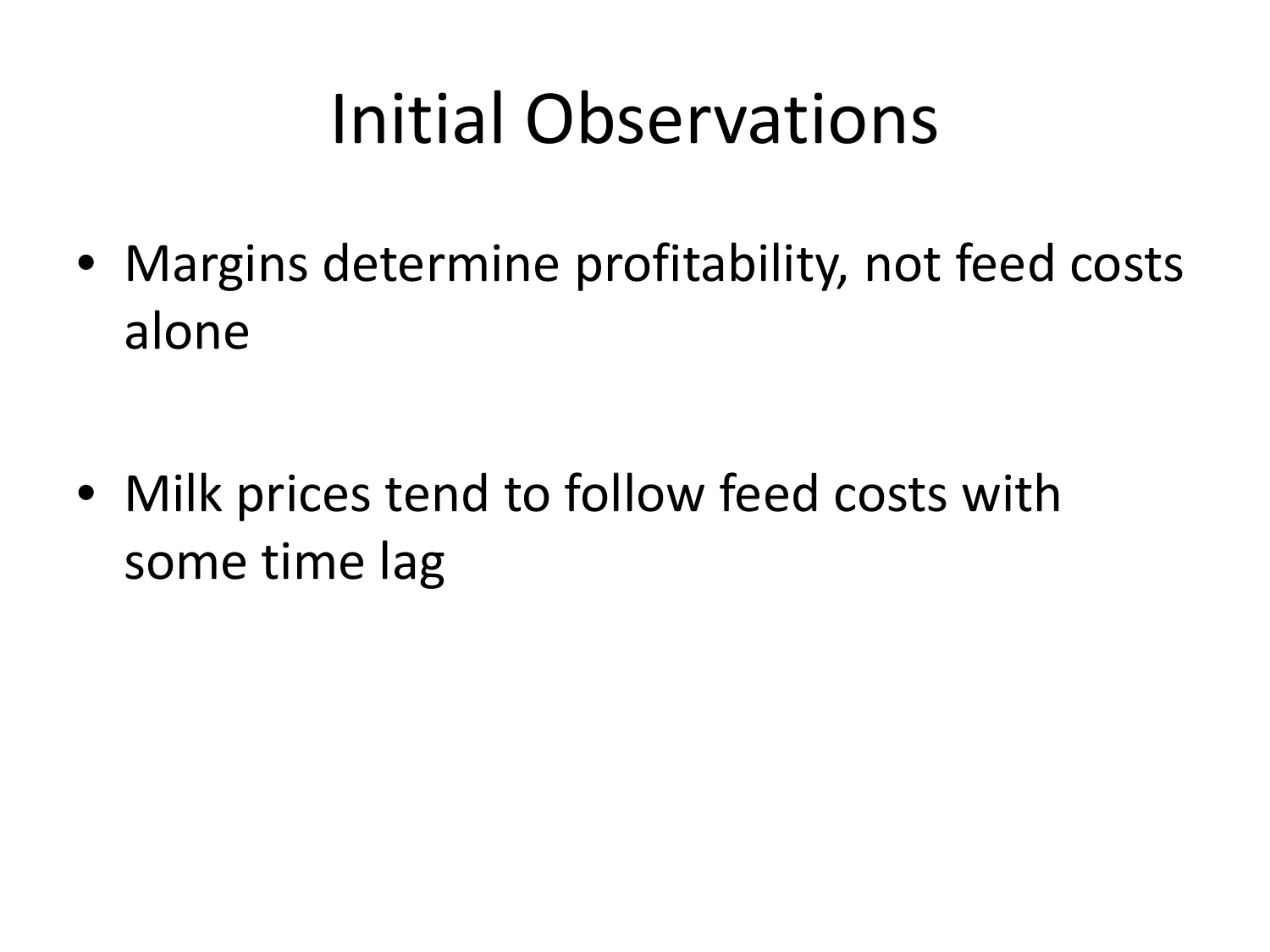# Initial Observations

- Margins determine profitability, not feed costs alone
- Milk prices tend to follow feed costs with some time lag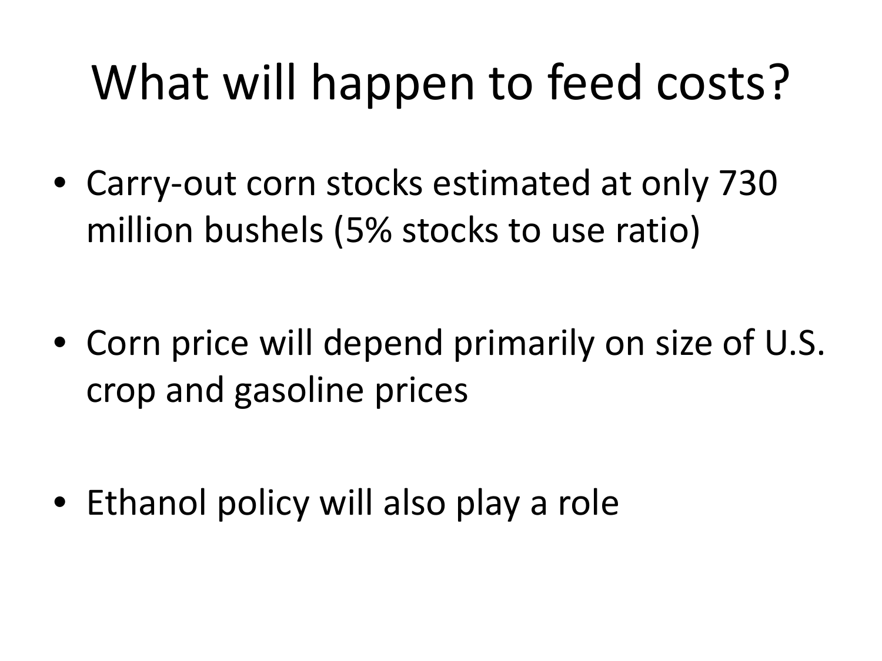# What will happen to feed costs?

- Carry-out corn stocks estimated at only 730 million bushels (5% stocks to use ratio)

- Corn price will depend primarily on size of U.S. crop and gasoline prices

- Ethanol policy will also play a role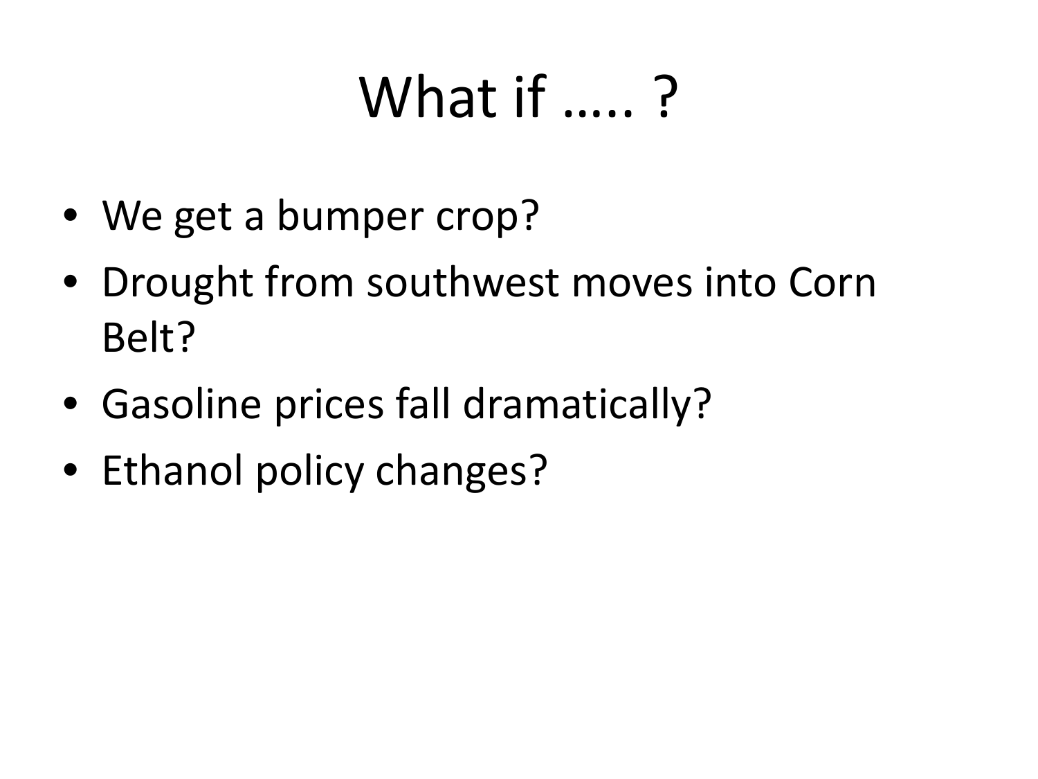# What if ….. ?

- We get a bumper crop?
- Drought from southwest moves into Corn Belt?
- Gasoline prices fall dramatically?
- Ethanol policy changes?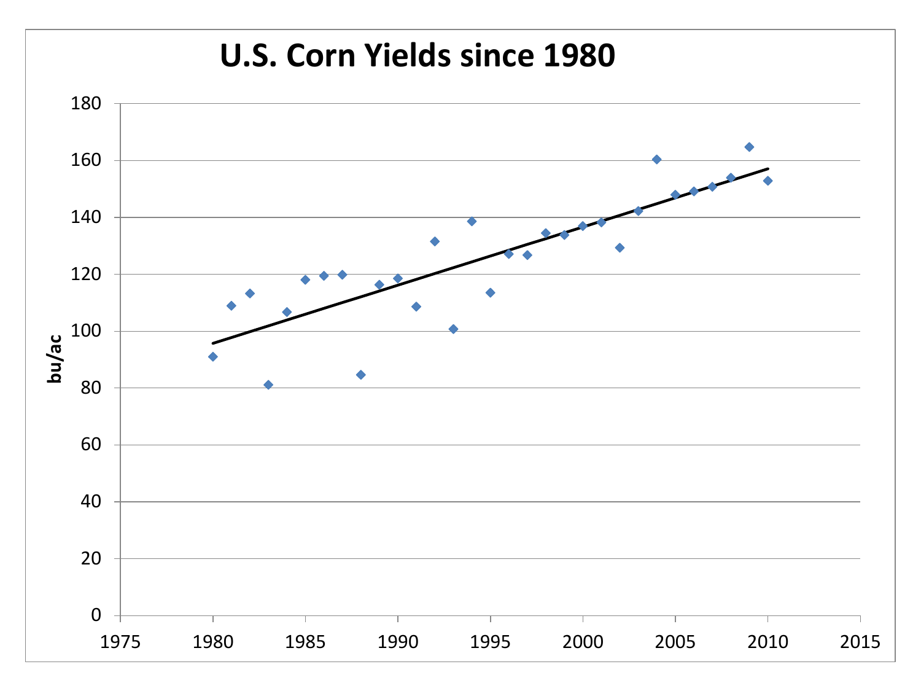# U.S. Corn Yields since 1980

bu/ac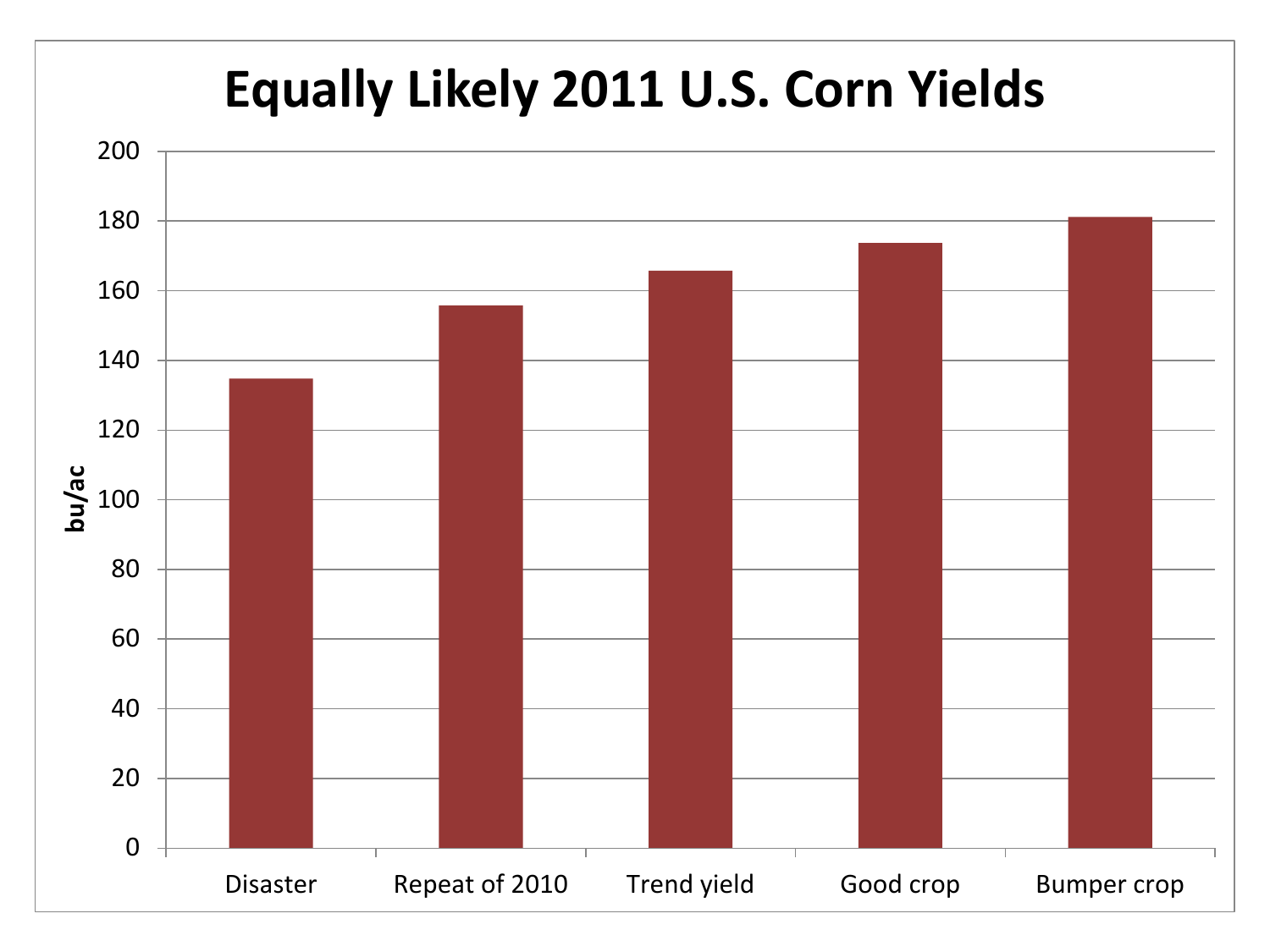# Equally Likely 2011 U.S. Corn Yields

| | Disaster | Repeat of 2010 | Trend yield | Good crop | Bumper crop |
|---|---|---|---|---|---|
| bu/ac | 135 | 156 | 166 | 174 | 181 |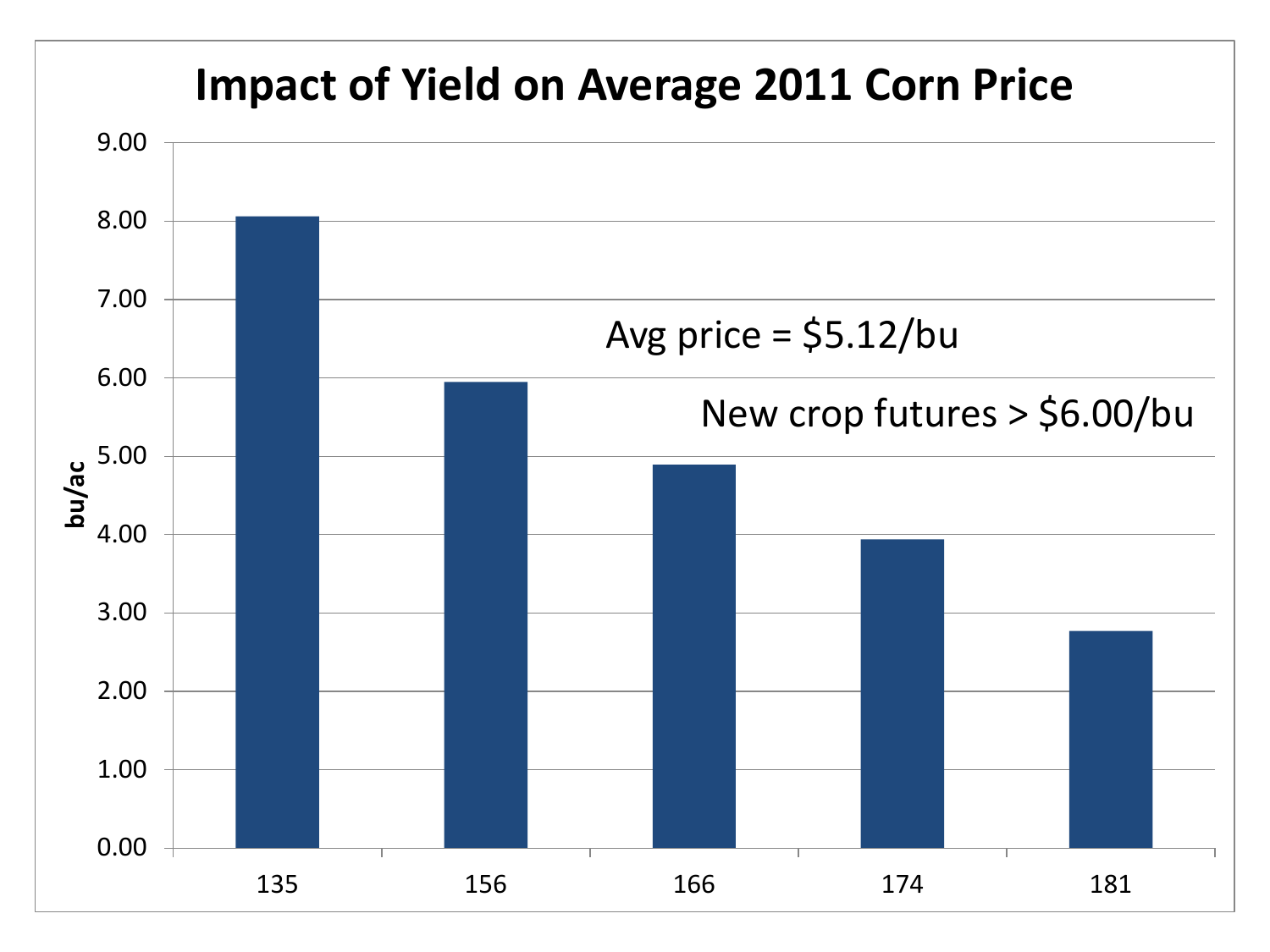# Impact of Yield on Average 2011 Corn Price

Avg price = $5.12/bu

New crop futures > $6.00/bu

| Yield (bu/ac) | 135 | 156 | 166 | 174 | 181 |
|---|---|---|---|---|---|

Y-axis: 0.00 – 9.00 (labeled "bu/ac")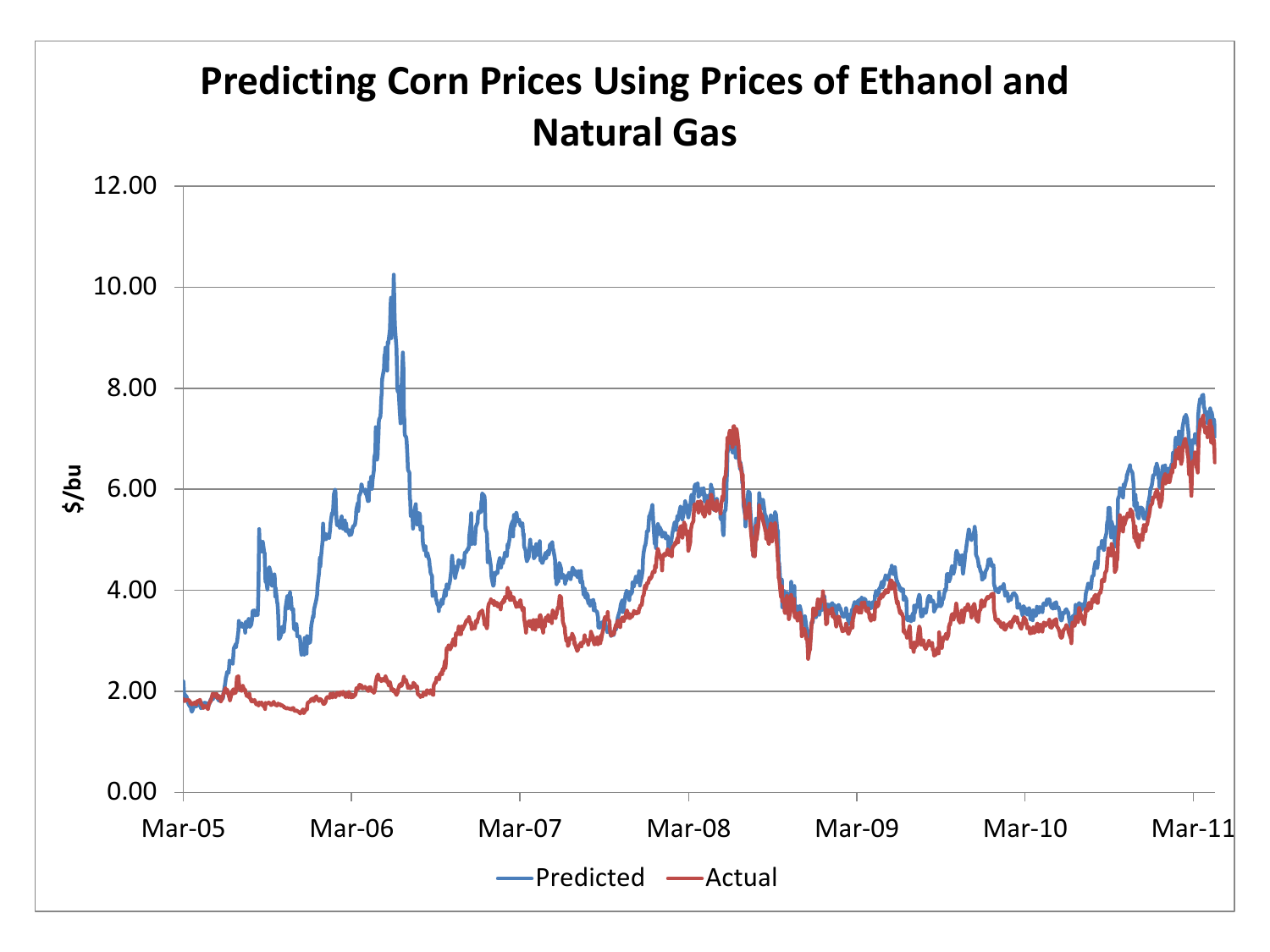# Predicting Corn Prices Using Prices of Ethanol and Natural Gas

$/bu

12.00
10.00
8.00
6.00
4.00
2.00
0.00

Mar-05 Mar-06 Mar-07 Mar-08 Mar-09 Mar-10 Mar-11

Predicted Actual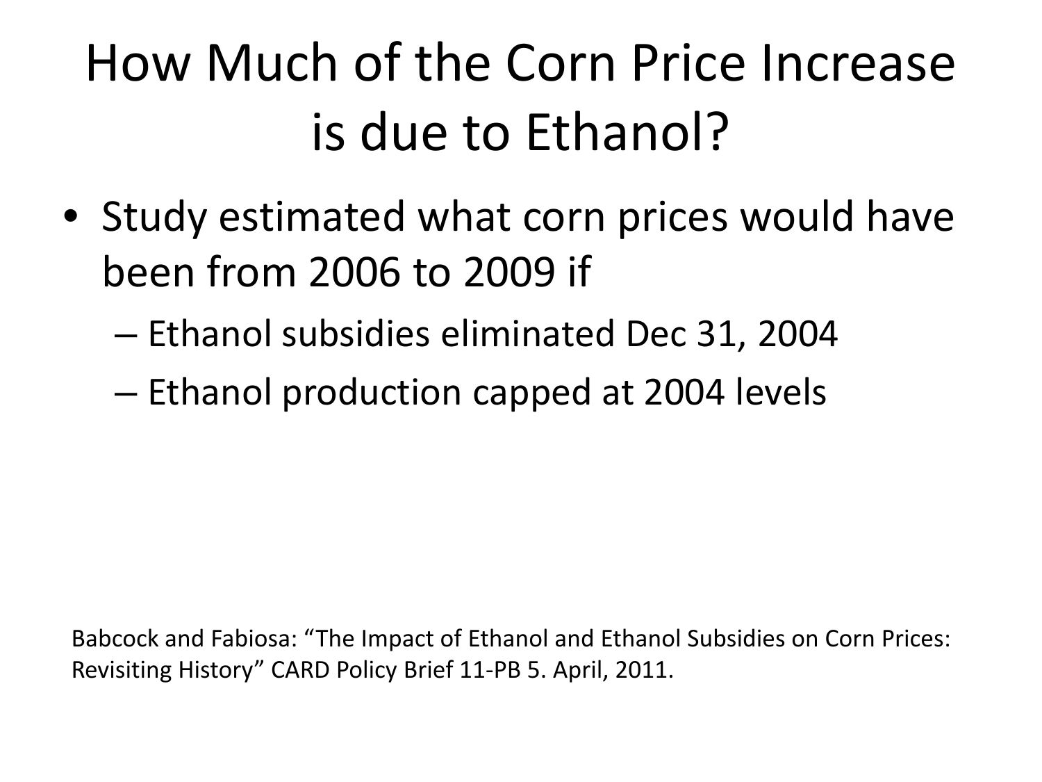# How Much of the Corn Price Increase is due to Ethanol?

- Study estimated what corn prices would have been from 2006 to 2009 if
  - Ethanol subsidies eliminated Dec 31, 2004
  - Ethanol production capped at 2004 levels

Babcock and Fabiosa: "The Impact of Ethanol and Ethanol Subsidies on Corn Prices: Revisiting History" CARD Policy Brief 11-PB 5. April, 2011.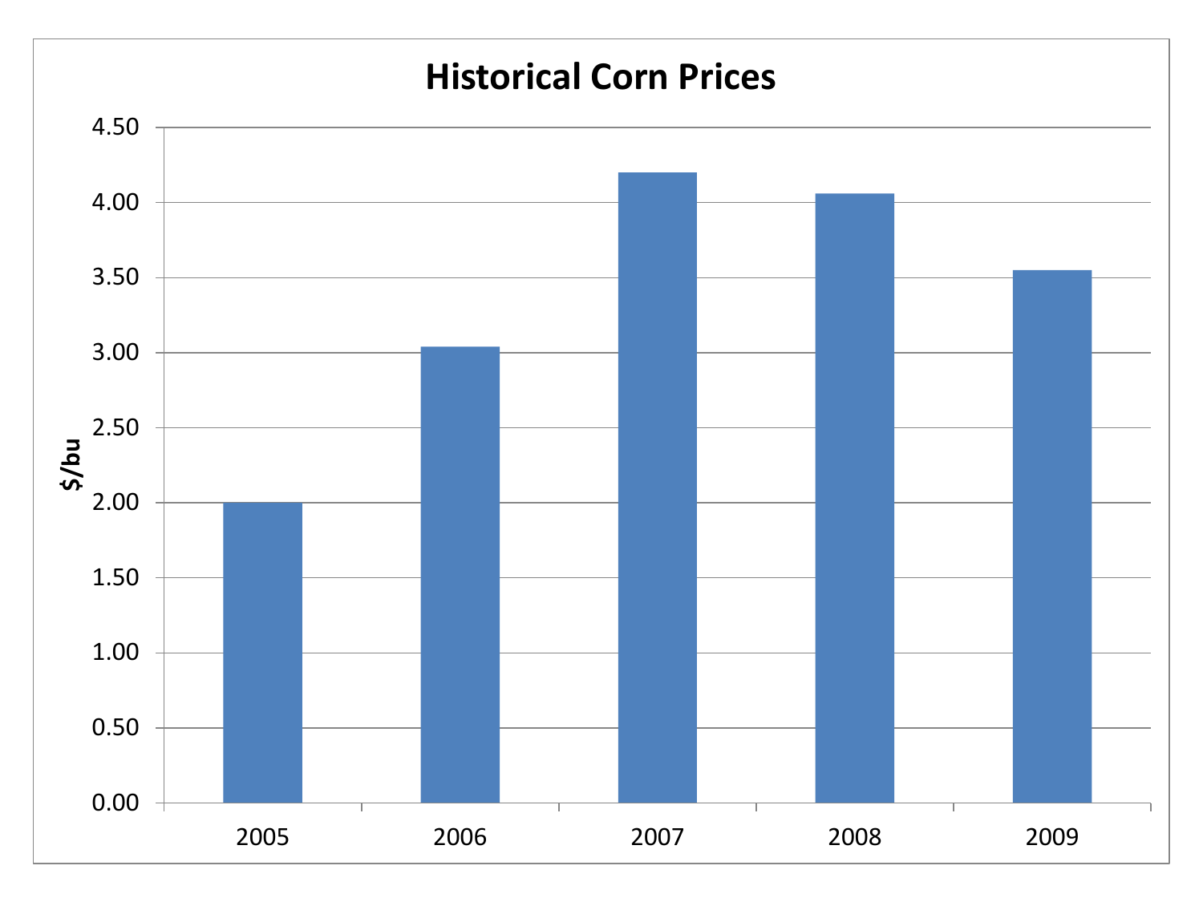# Historical Corn Prices

$/bu

4.50
4.00
3.50
3.00
2.50
2.00
1.50
1.00
0.50
0.00

2005 2006 2007 2008 2009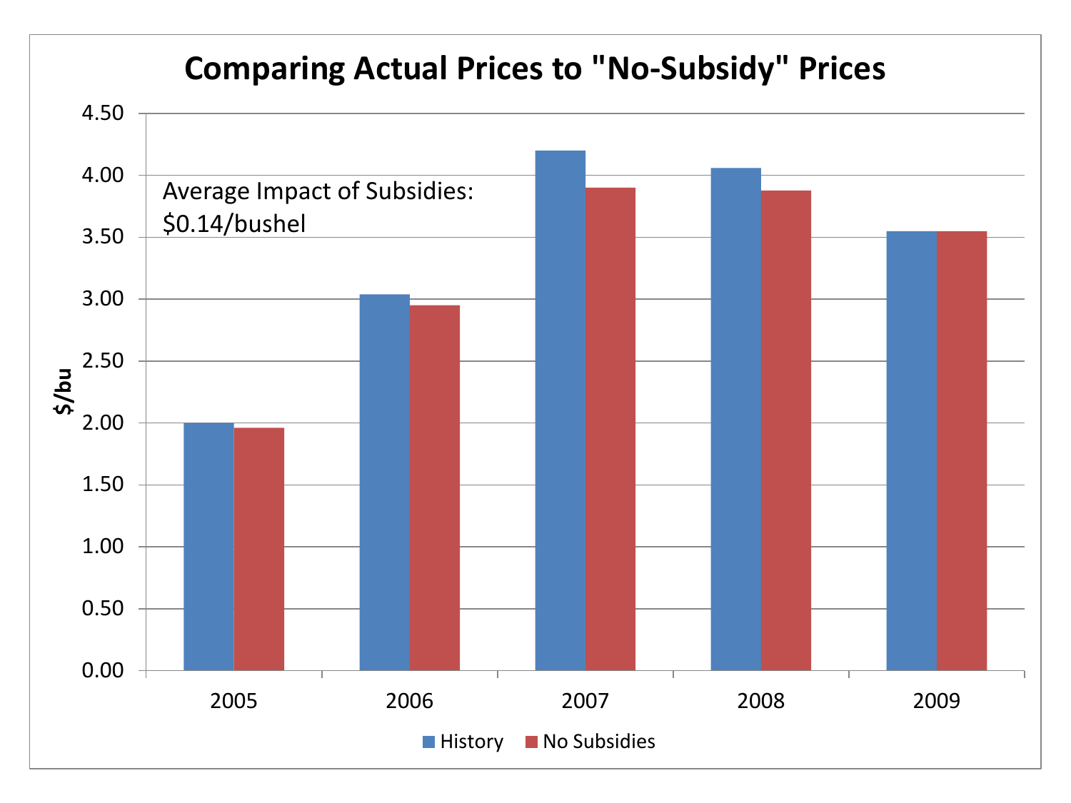# Comparing Actual Prices to "No-Subsidy" Prices

Average Impact of Subsidies: $0.14/bushel

| Year | History ($/bu) | No Subsidies ($/bu) |
|---|---|---|
| 2005 | 2.00 | 1.96 |
| 2006 | 3.04 | 2.95 |
| 2007 | 4.20 | 3.90 |
| 2008 | 4.06 | 3.88 |
| 2009 | 3.55 | 3.55 |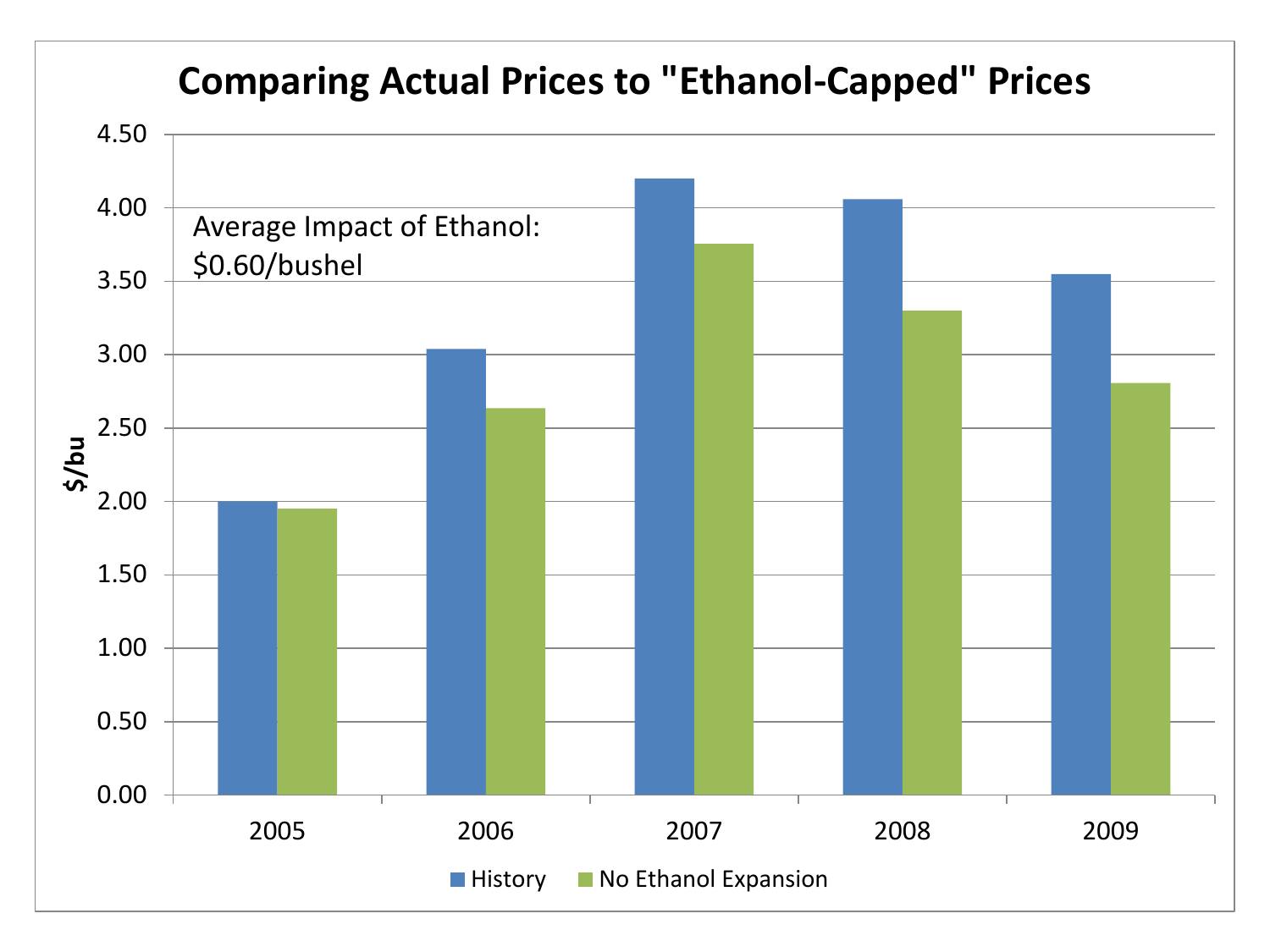## Comparing Actual Prices to "Ethanol-Capped" Prices

Average Impact of Ethanol: $0.60/bushel

| Year | History ($/bu) | No Ethanol Expansion ($/bu) |
|---|---|---|
| 2005 | 2.00 | 1.95 |
| 2006 | 3.04 | 2.63 |
| 2007 | 4.20 | 3.75 |
| 2008 | 4.06 | 3.30 |
| 2009 | 3.55 | 2.80 |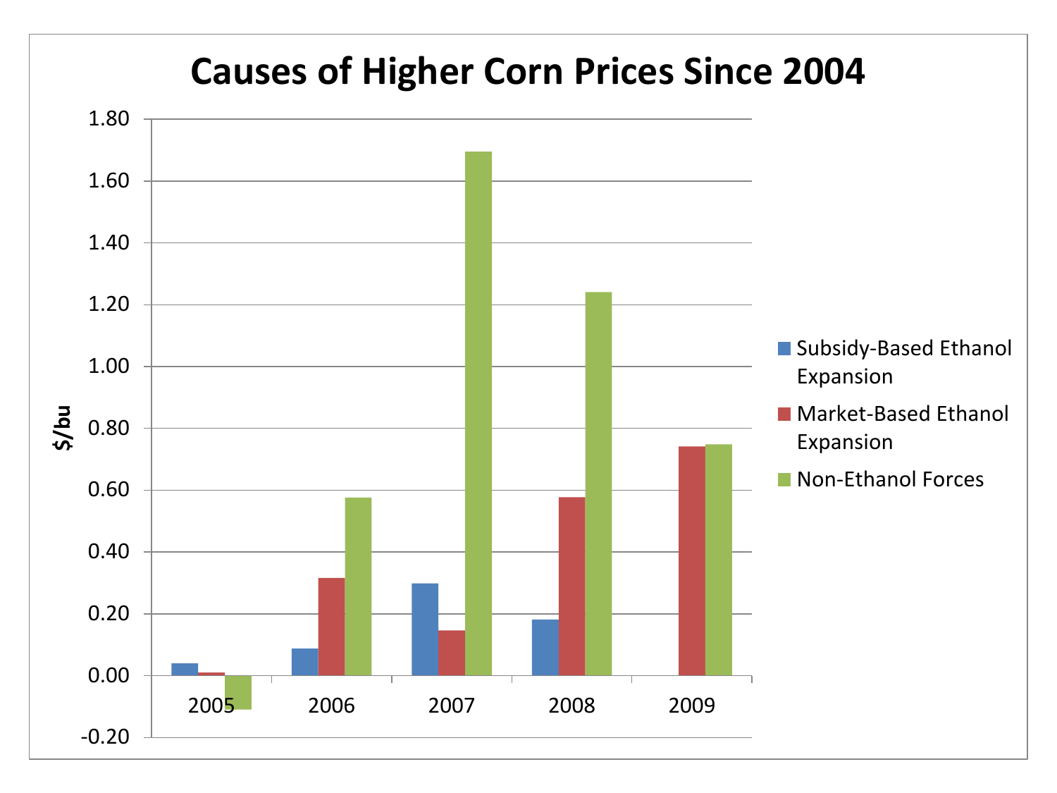# Causes of Higher Corn Prices Since 2004

$/bu

1.80
1.60
1.40
1.20
1.00
0.80
0.60
0.40
0.20
0.00
-0.20

2005 2006 2007 2008 2009

- Subsidy-Based Ethanol Expansion
- Market-Based Ethanol Expansion
- Non-Ethanol Forces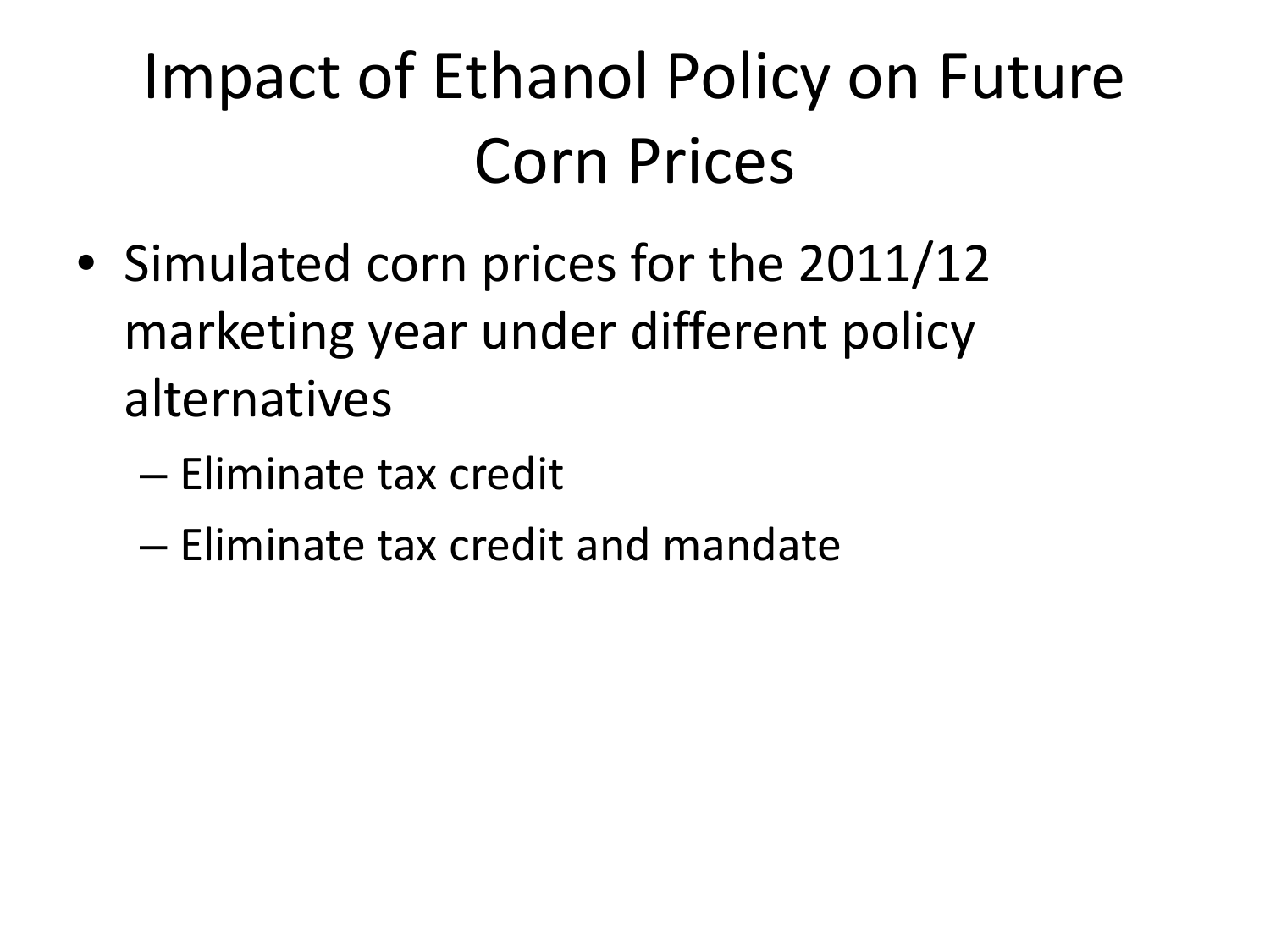# Impact of Ethanol Policy on Future Corn Prices

- Simulated corn prices for the 2011/12 marketing year under different policy alternatives
  - Eliminate tax credit
  - Eliminate tax credit and mandate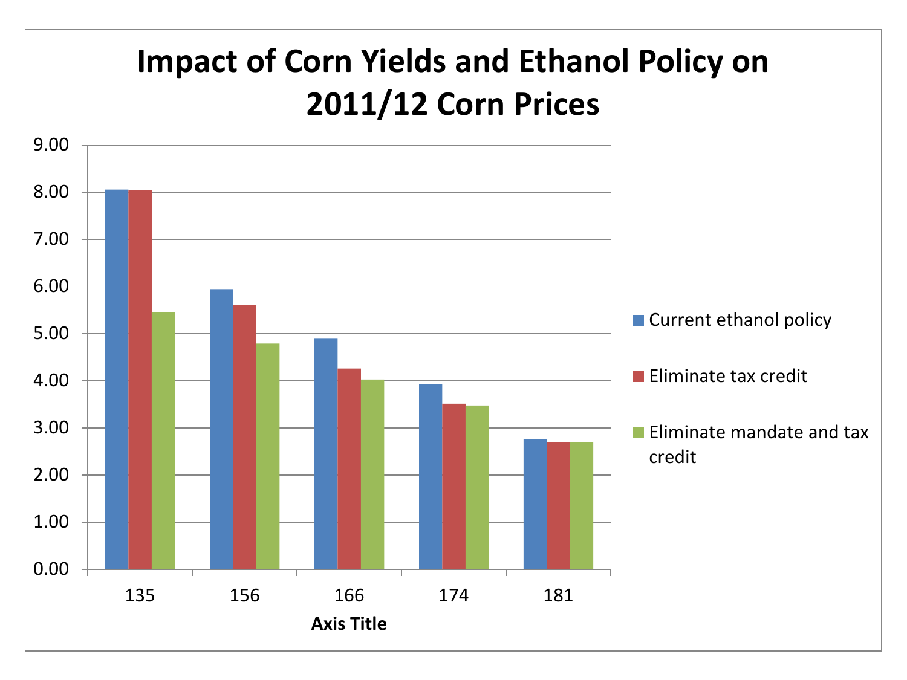# Impact of Corn Yields and Ethanol Policy on 2011/12 Corn Prices

9.00
8.00
7.00
6.00
5.00
4.00
3.00
2.00
1.00
0.00

135 156 166 174 181

**Axis Title**

- Current ethanol policy
- Eliminate tax credit
- Eliminate mandate and tax credit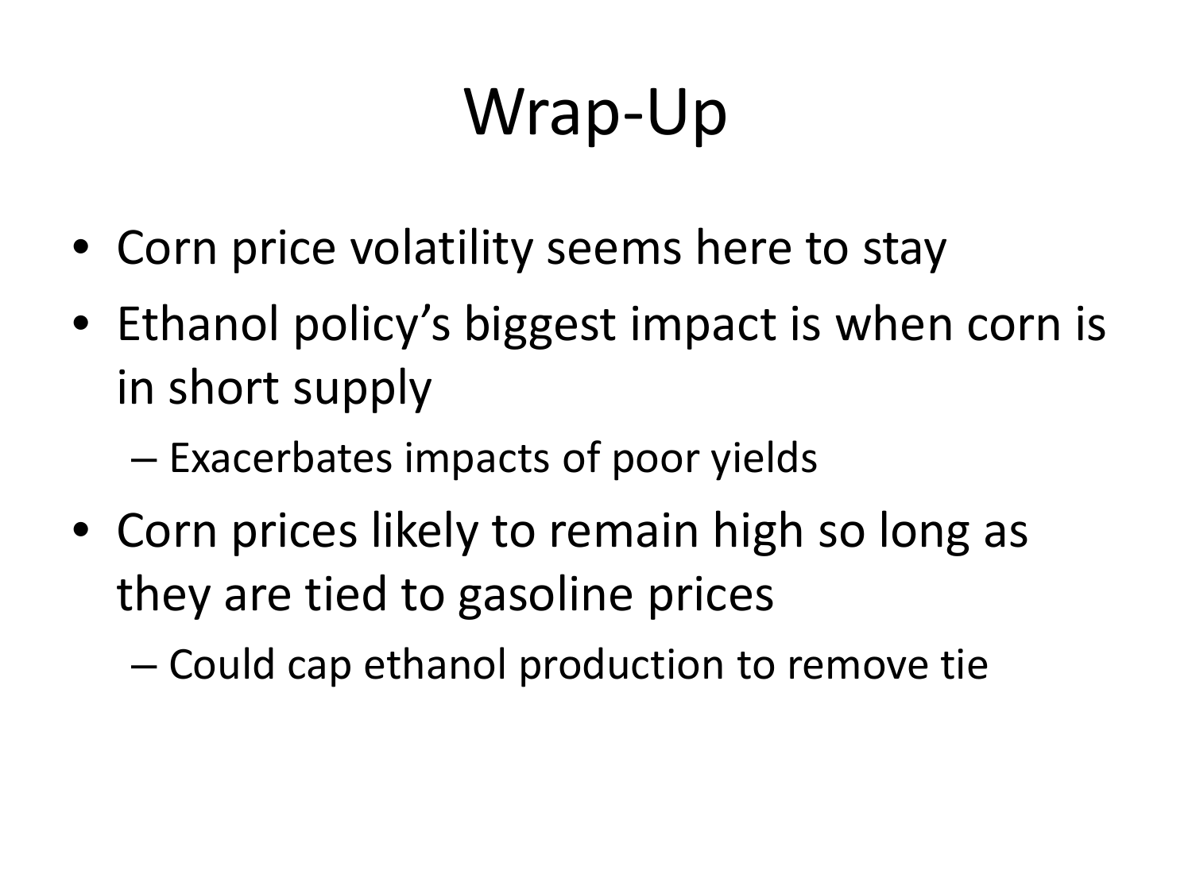# Wrap-Up

- Corn price volatility seems here to stay
- Ethanol policy's biggest impact is when corn is in short supply
  - Exacerbates impacts of poor yields
- Corn prices likely to remain high so long as they are tied to gasoline prices
  - Could cap ethanol production to remove tie